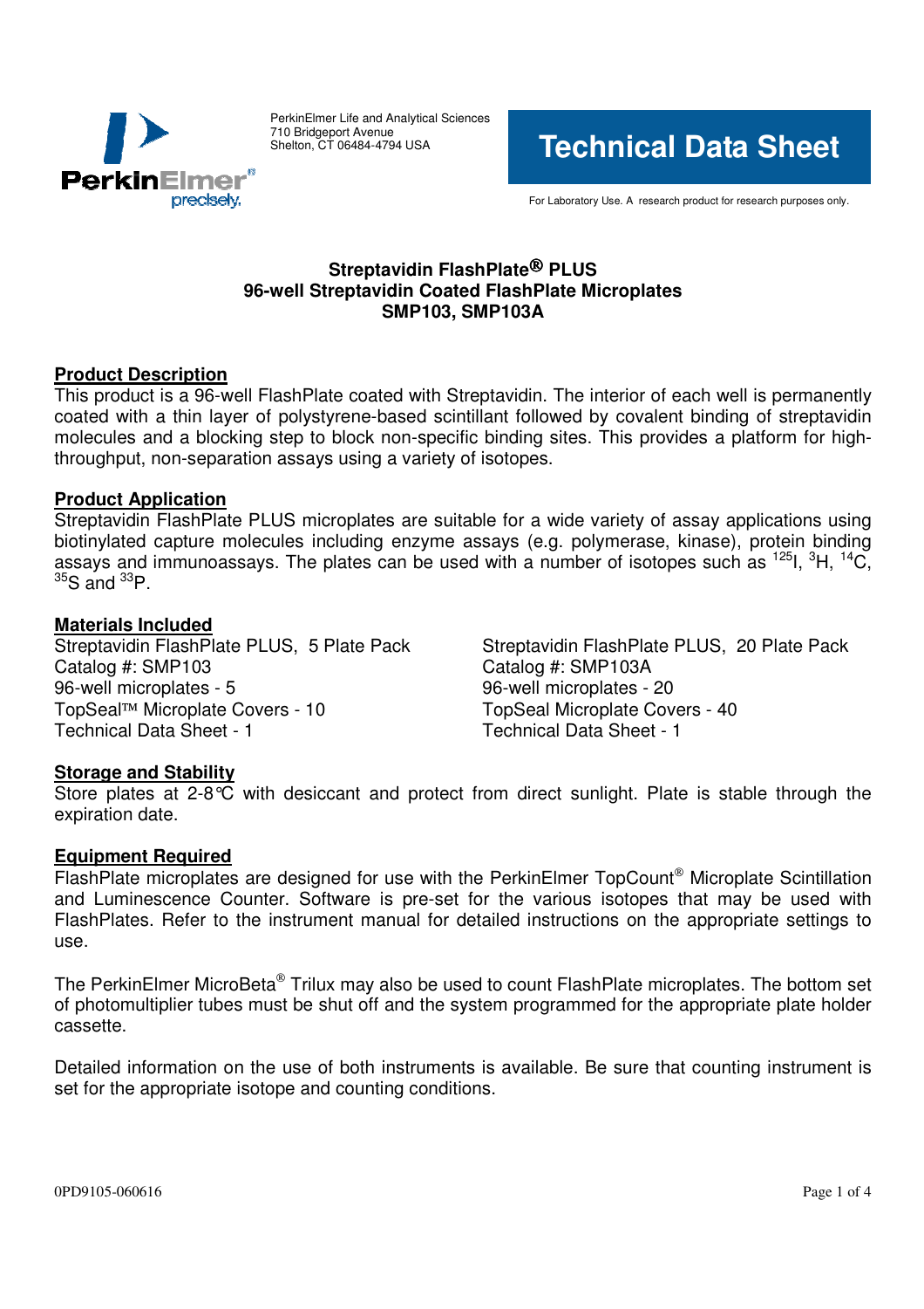PerkinElmer Life and Analytical Sciences
710 Bridgeport Avenue
Shelton, CT 06484-4794 USA

# Technical Data Sheet

For Laboratory Use. A research product for research purposes only.

**Streptavidin FlashPlate® PLUS**
**96-well Streptavidin Coated FlashPlate Microplates**
**SMP103, SMP103A**

## Product Description

This product is a 96-well FlashPlate coated with Streptavidin. The interior of each well is permanently coated with a thin layer of polystyrene-based scintillant followed by covalent binding of streptavidin molecules and a blocking step to block non-specific binding sites. This provides a platform for high-throughput, non-separation assays using a variety of isotopes.

## Product Application

Streptavidin FlashPlate PLUS microplates are suitable for a wide variety of assay applications using biotinylated capture molecules including enzyme assays (e.g. polymerase, kinase), protein binding assays and immunoassays. The plates can be used with a number of isotopes such as $^{125}$I, $^{3}$H, $^{14}$C, $^{35}$S and $^{33}$P.

## Materials Included

Streptavidin FlashPlate PLUS, 5 Plate Pack
Catalog #: SMP103
96-well microplates - 5
TopSeal™ Microplate Covers - 10
Technical Data Sheet - 1

Streptavidin FlashPlate PLUS, 20 Plate Pack
Catalog #: SMP103A
96-well microplates - 20
TopSeal Microplate Covers - 40
Technical Data Sheet - 1

## Storage and Stability

Store plates at 2-8°C with desiccant and protect from direct sunlight. Plate is stable through the expiration date.

## Equipment Required

FlashPlate microplates are designed for use with the PerkinElmer TopCount® Microplate Scintillation and Luminescence Counter. Software is pre-set for the various isotopes that may be used with FlashPlates. Refer to the instrument manual for detailed instructions on the appropriate settings to use.

The PerkinElmer MicroBeta® Trilux may also be used to count FlashPlate microplates. The bottom set of photomultiplier tubes must be shut off and the system programmed for the appropriate plate holder cassette.

Detailed information on the use of both instruments is available. Be sure that counting instrument is set for the appropriate isotope and counting conditions.

0PD9105-060616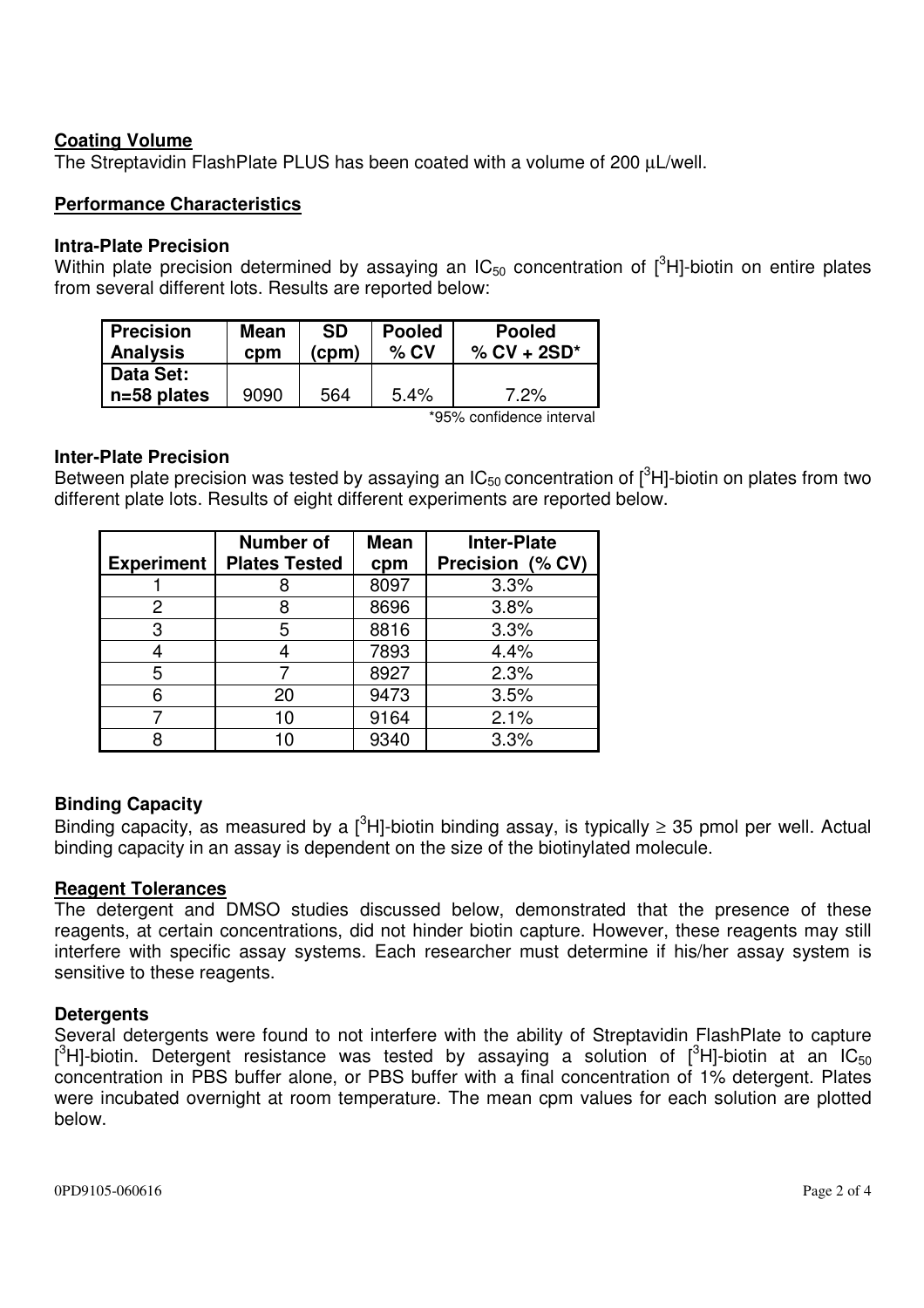### Coating Volume

The Streptavidin FlashPlate PLUS has been coated with a volume of 200 µL/well.

### Performance Characteristics

#### Intra-Plate Precision

Within plate precision determined by assaying an $IC_{50}$ concentration of [$^3$H]-biotin on entire plates from several different lots. Results are reported below:

| Precision Analysis | Mean cpm | SD (cpm) | Pooled % CV | Pooled % CV + 2SD* |
|---|---|---|---|---|
| Data Set: n=58 plates | 9090 | 564 | 5.4% | 7.2% |

*95% confidence interval

#### Inter-Plate Precision

Between plate precision was tested by assaying an $IC_{50}$ concentration of [$^3$H]-biotin on plates from two different plate lots. Results of eight different experiments are reported below.

| Experiment | Number of Plates Tested | Mean cpm | Inter-Plate Precision (% CV) |
|---|---|---|---|
| 1 | 8 | 8097 | 3.3% |
| 2 | 8 | 8696 | 3.8% |
| 3 | 5 | 8816 | 3.3% |
| 4 | 4 | 7893 | 4.4% |
| 5 | 7 | 8927 | 2.3% |
| 6 | 20 | 9473 | 3.5% |
| 7 | 10 | 9164 | 2.1% |
| 8 | 10 | 9340 | 3.3% |

### Binding Capacity

Binding capacity, as measured by a [$^3$H]-biotin binding assay, is typically $\geq$ 35 pmol per well. Actual binding capacity in an assay is dependent on the size of the biotinylated molecule.

### Reagent Tolerances

The detergent and DMSO studies discussed below, demonstrated that the presence of these reagents, at certain concentrations, did not hinder biotin capture. However, these reagents may still interfere with specific assay systems. Each researcher must determine if his/her assay system is sensitive to these reagents.

#### Detergents

Several detergents were found to not interfere with the ability of Streptavidin FlashPlate to capture [$^3$H]-biotin. Detergent resistance was tested by assaying a solution of [$^3$H]-biotin at an $IC_{50}$ concentration in PBS buffer alone, or PBS buffer with a final concentration of 1% detergent. Plates were incubated overnight at room temperature. The mean cpm values for each solution are plotted below.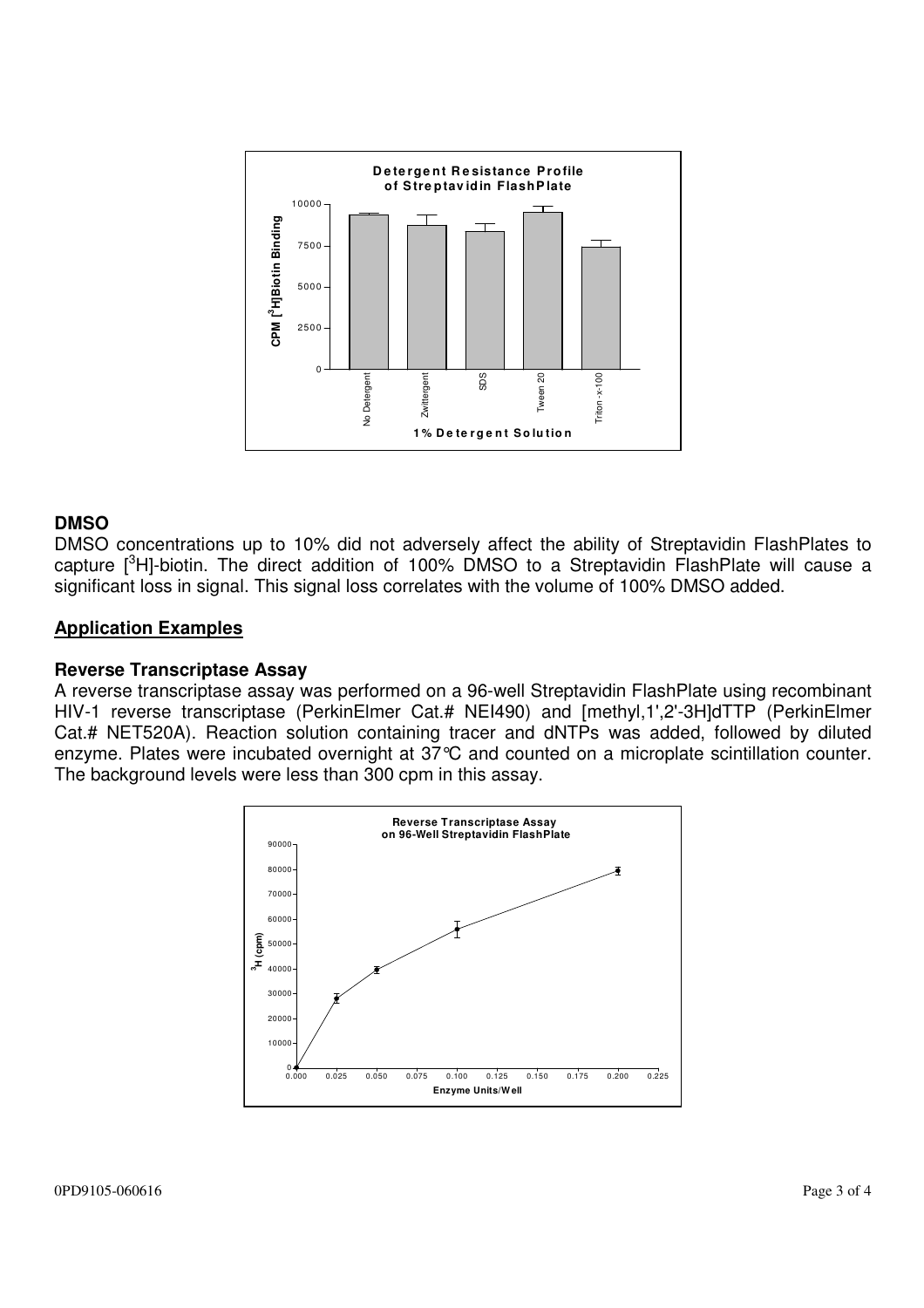**DMSO**

DMSO concentrations up to 10% did not adversely affect the ability of Streptavidin FlashPlates to capture [$^3$H]-biotin. The direct addition of 100% DMSO to a Streptavidin FlashPlate will cause a significant loss in signal. This signal loss correlates with the volume of 100% DMSO added.

## Application Examples

### Reverse Transcriptase Assay

A reverse transcriptase assay was performed on a 96-well Streptavidin FlashPlate using recombinant HIV-1 reverse transcriptase (PerkinElmer Cat.# NEI490) and [methyl,1',2'-3H]dTTP (PerkinElmer Cat.# NET520A). Reaction solution containing tracer and dNTPs was added, followed by diluted enzyme. Plates were incubated overnight at 37°C and counted on a microplate scintillation counter. The background levels were less than 300 cpm in this assay.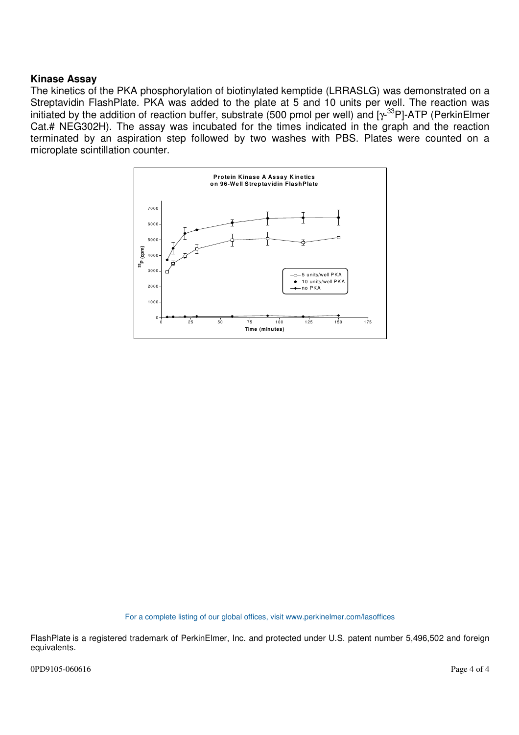## Kinase Assay

The kinetics of the PKA phosphorylation of biotinylated kemptide (LRRASLG) was demonstrated on a Streptavidin FlashPlate. PKA was added to the plate at 5 and 10 units per well. The reaction was initiated by the addition of reaction buffer, substrate (500 pmol per well) and [$\gamma$-$^{33}$P]-ATP (PerkinElmer Cat.# NEG302H). The assay was incubated for the times indicated in the graph and the reaction terminated by an aspiration step followed by two washes with PBS. Plates were counted on a microplate scintillation counter.

Protein Kinase A Assay Kinetics
on 96-Well Streptavidin FlashPlate

$^{33}$P (cpm)

0
1000
2000
3000
4000
5000
6000
7000

0
25
50
75
100
125
150
175

Time (minutes)

5 units/well PKA
10 units/well PKA
no PKA

For a complete listing of our global offices, visit www.perkinelmer.com/lasoffices

FlashPlate is a registered trademark of PerkinElmer, Inc. and protected under U.S. patent number 5,496,502 and foreign equivalents.

0PD9105-060616